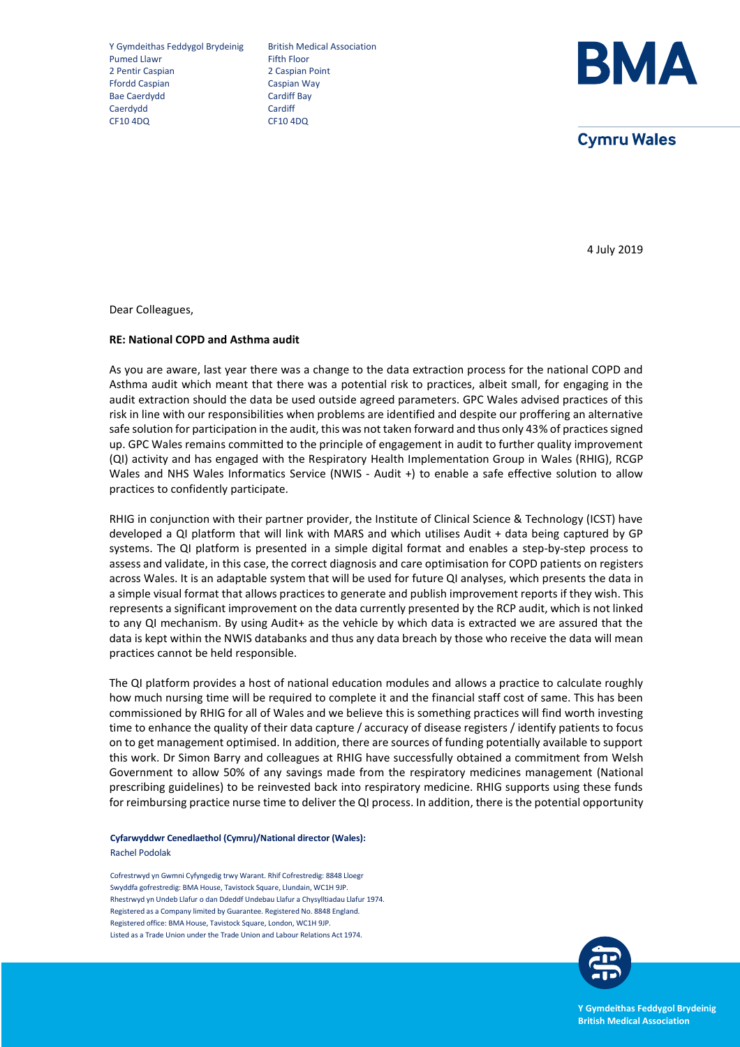Y Gymdeithas Feddygol Brydeinig
Pumed Llawr
2 Pentir Caspian
Ffordd Caspian
Bae Caerdydd
Caerdydd
CF10 4DQ

British Medical Association
Fifth Floor
2 Caspian Point
Caspian Way
Cardiff Bay
Cardiff
CF10 4DQ

**BMA**

**Cymru Wales**

4 July 2019

Dear Colleagues,

**RE: National COPD and Asthma audit**

As you are aware, last year there was a change to the data extraction process for the national COPD and Asthma audit which meant that there was a potential risk to practices, albeit small, for engaging in the audit extraction should the data be used outside agreed parameters. GPC Wales advised practices of this risk in line with our responsibilities when problems are identified and despite our proffering an alternative safe solution for participation in the audit, this was not taken forward and thus only 43% of practices signed up. GPC Wales remains committed to the principle of engagement in audit to further quality improvement (QI) activity and has engaged with the Respiratory Health Implementation Group in Wales (RHIG), RCGP Wales and NHS Wales Informatics Service (NWIS - Audit +) to enable a safe effective solution to allow practices to confidently participate.

RHIG in conjunction with their partner provider, the Institute of Clinical Science & Technology (ICST) have developed a QI platform that will link with MARS and which utilises Audit + data being captured by GP systems. The QI platform is presented in a simple digital format and enables a step-by-step process to assess and validate, in this case, the correct diagnosis and care optimisation for COPD patients on registers across Wales. It is an adaptable system that will be used for future QI analyses, which presents the data in a simple visual format that allows practices to generate and publish improvement reports if they wish. This represents a significant improvement on the data currently presented by the RCP audit, which is not linked to any QI mechanism. By using Audit+ as the vehicle by which data is extracted we are assured that the data is kept within the NWIS databanks and thus any data breach by those who receive the data will mean practices cannot be held responsible.

The QI platform provides a host of national education modules and allows a practice to calculate roughly how much nursing time will be required to complete it and the financial staff cost of same. This has been commissioned by RHIG for all of Wales and we believe this is something practices will find worth investing time to enhance the quality of their data capture / accuracy of disease registers / identify patients to focus on to get management optimised. In addition, there are sources of funding potentially available to support this work. Dr Simon Barry and colleagues at RHIG have successfully obtained a commitment from Welsh Government to allow 50% of any savings made from the respiratory medicines management (National prescribing guidelines) to be reinvested back into respiratory medicine. RHIG supports using these funds for reimbursing practice nurse time to deliver the QI process. In addition, there is the potential opportunity

**Cyfarwyddwr Cenedlaethol (Cymru)/National director (Wales):**
Rachel Podolak

Cofrestrwyd yn Gwmni Cyfyngedig trwy Warant. Rhif Cofrestredig: 8848 Lloegr
Swyddfa gofrestredig: BMA House, Tavistock Square, Llundain, WC1H 9JP.
Rhestrwyd yn Undeb Llafur o dan Ddeddf Undebau Llafur a Chysylltiadau Llafur 1974.
Registered as a Company limited by Guarantee. Registered No. 8848 England.
Registered office: BMA House, Tavistock Square, London, WC1H 9JP.
Listed as a Trade Union under the Trade Union and Labour Relations Act 1974.

**Y Gymdeithas Feddygol Brydeinig**
**British Medical Association**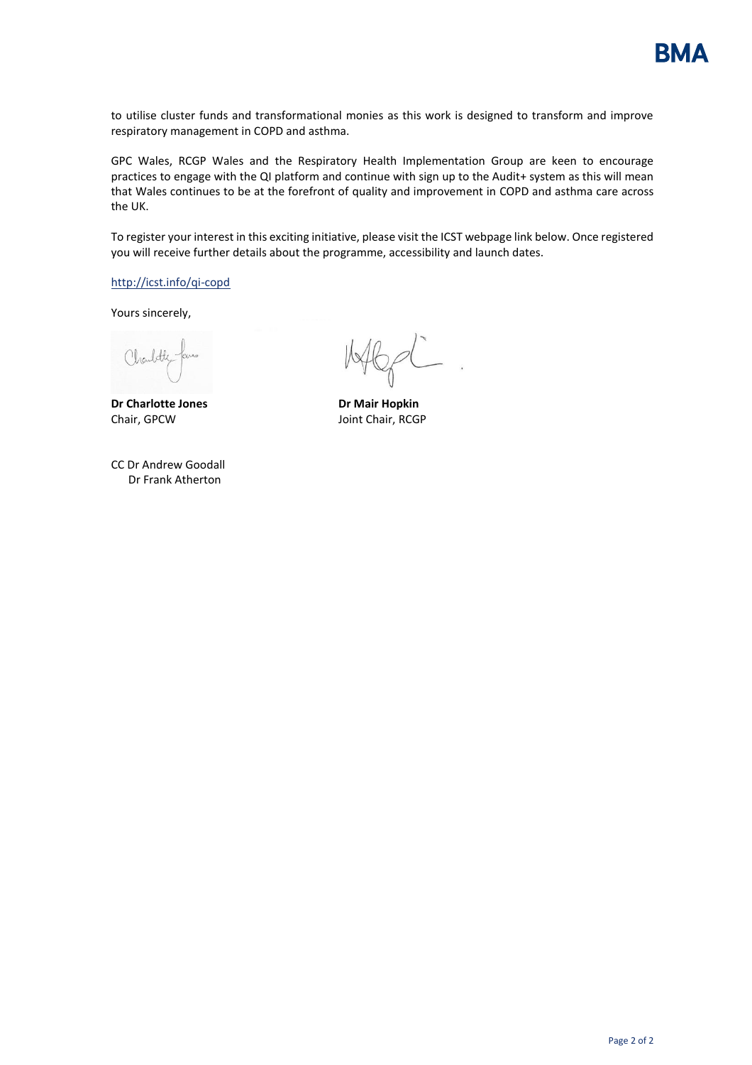to utilise cluster funds and transformational monies as this work is designed to transform and improve respiratory management in COPD and asthma.

GPC Wales, RCGP Wales and the Respiratory Health Implementation Group are keen to encourage practices to engage with the QI platform and continue with sign up to the Audit+ system as this will mean that Wales continues to be at the forefront of quality and improvement in COPD and asthma care across the UK.

To register your interest in this exciting initiative, please visit the ICST webpage link below. Once registered you will receive further details about the programme, accessibility and launch dates.

http://icst.info/qi-copd

Yours sincerely,

**Dr Charlotte Jones**
Chair, GPCW

**Dr Mair Hopkin**
Joint Chair, RCGP

CC Dr Andrew Goodall
Dr Frank Atherton